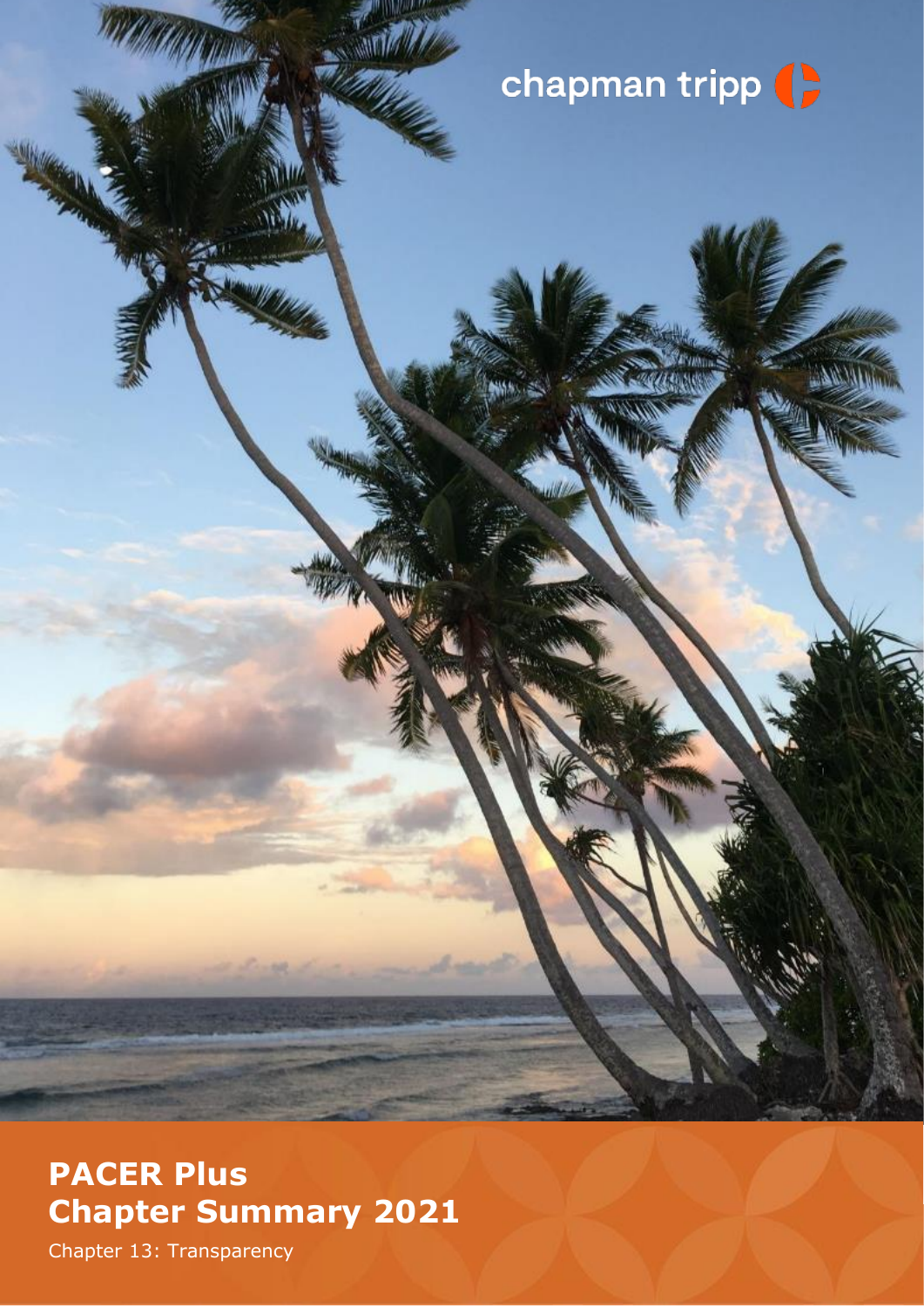chapman tripp

# PACER Plus Chapter Summary 2021

Chapter 13: Transparency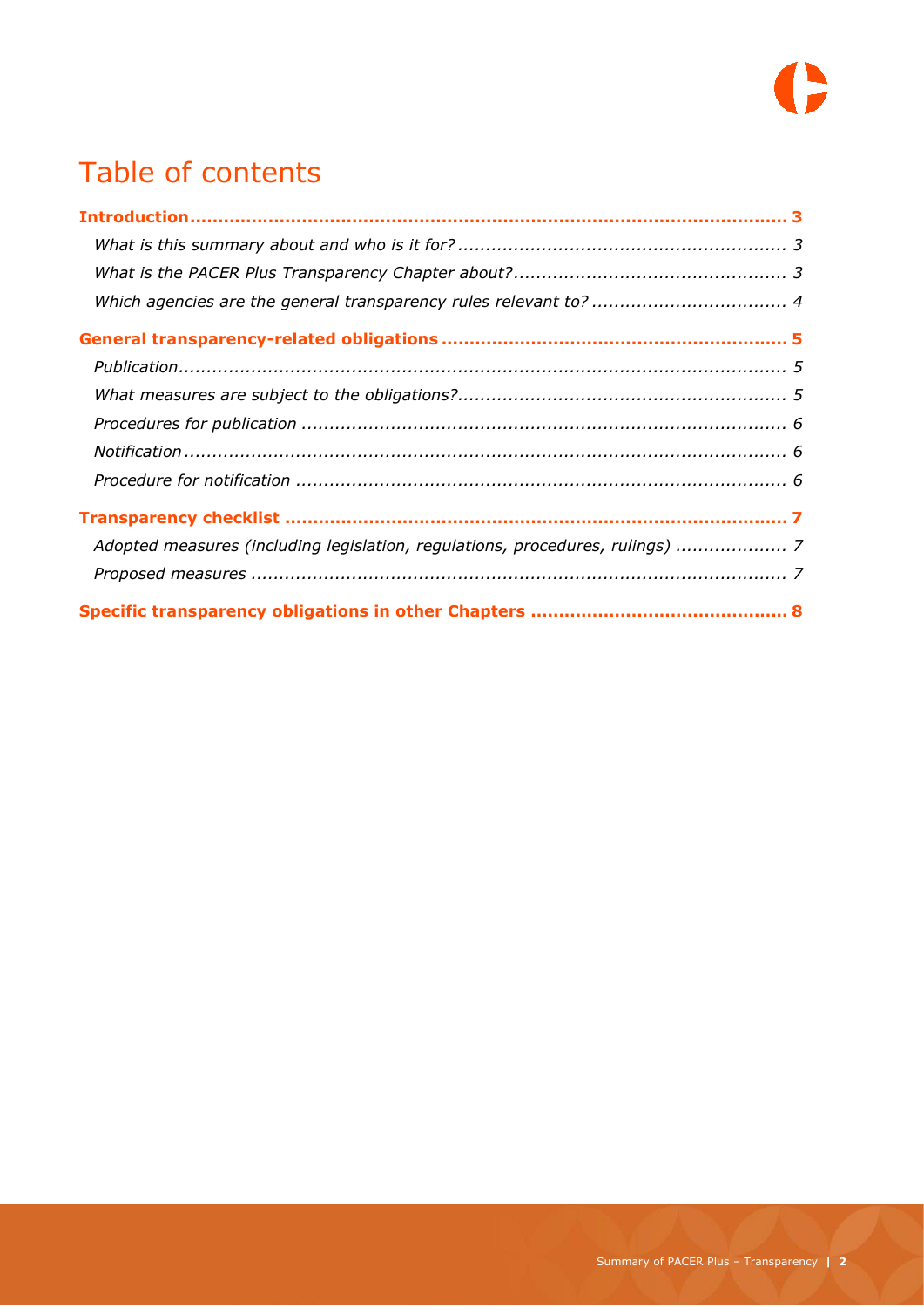# Table of contents

**Introduction** .......... 3

*What is this summary about and who is it for?* .......... 3

*What is the PACER Plus Transparency Chapter about?* .......... 3

*Which agencies are the general transparency rules relevant to?* .......... 4

**General transparency-related obligations** .......... 5

*Publication* .......... 5

*What measures are subject to the obligations?* .......... 5

*Procedures for publication* .......... 6

*Notification* .......... 6

*Procedure for notification* .......... 6

**Transparency checklist** .......... 7

*Adopted measures (including legislation, regulations, procedures, rulings)* .......... 7

*Proposed measures* .......... 7

**Specific transparency obligations in other Chapters** .......... 8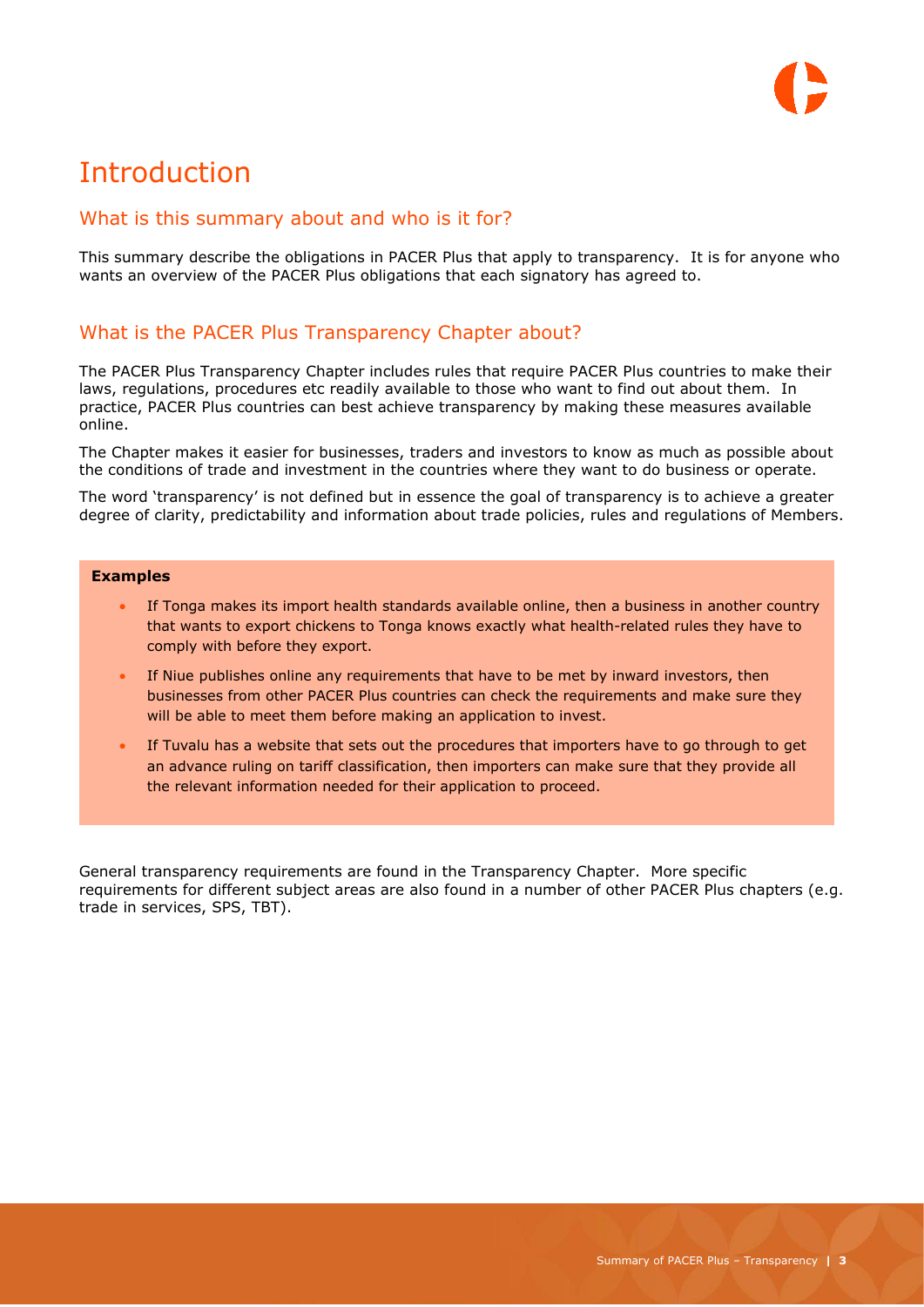# Introduction

## What is this summary about and who is it for?

This summary describe the obligations in PACER Plus that apply to transparency. It is for anyone who wants an overview of the PACER Plus obligations that each signatory has agreed to.

## What is the PACER Plus Transparency Chapter about?

The PACER Plus Transparency Chapter includes rules that require PACER Plus countries to make their laws, regulations, procedures etc readily available to those who want to find out about them. In practice, PACER Plus countries can best achieve transparency by making these measures available online.

The Chapter makes it easier for businesses, traders and investors to know as much as possible about the conditions of trade and investment in the countries where they want to do business or operate.

The word 'transparency' is not defined but in essence the goal of transparency is to achieve a greater degree of clarity, predictability and information about trade policies, rules and regulations of Members.

**Examples**

- If Tonga makes its import health standards available online, then a business in another country that wants to export chickens to Tonga knows exactly what health-related rules they have to comply with before they export.
- If Niue publishes online any requirements that have to be met by inward investors, then businesses from other PACER Plus countries can check the requirements and make sure they will be able to meet them before making an application to invest.
- If Tuvalu has a website that sets out the procedures that importers have to go through to get an advance ruling on tariff classification, then importers can make sure that they provide all the relevant information needed for their application to proceed.

General transparency requirements are found in the Transparency Chapter. More specific requirements for different subject areas are also found in a number of other PACER Plus chapters (e.g. trade in services, SPS, TBT).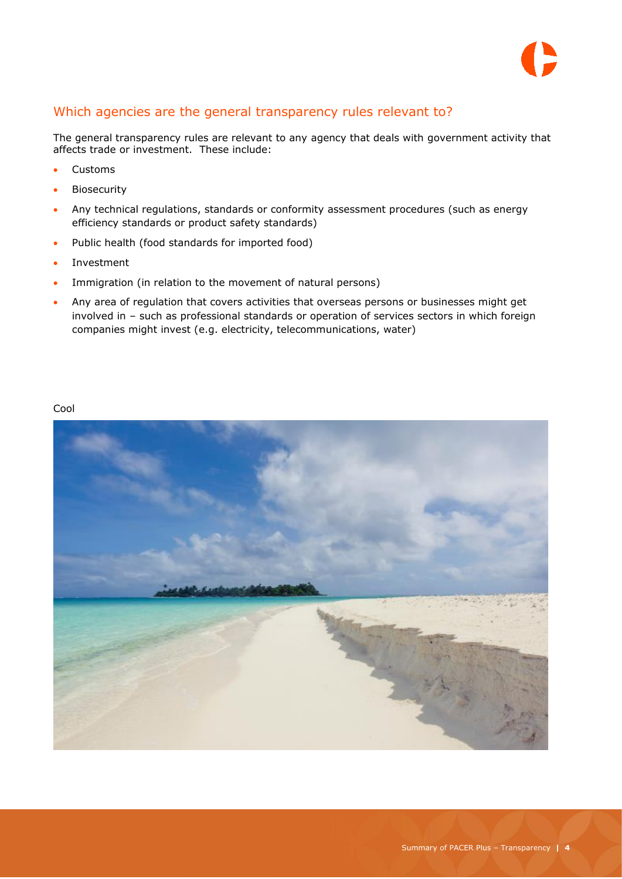## Which agencies are the general transparency rules relevant to?

The general transparency rules are relevant to any agency that deals with government activity that affects trade or investment. These include:

- Customs
- Biosecurity
- Any technical regulations, standards or conformity assessment procedures (such as energy efficiency standards or product safety standards)
- Public health (food standards for imported food)
- Investment
- Immigration (in relation to the movement of natural persons)
- Any area of regulation that covers activities that overseas persons or businesses might get involved in – such as professional standards or operation of services sectors in which foreign companies might invest (e.g. electricity, telecommunications, water)

Cool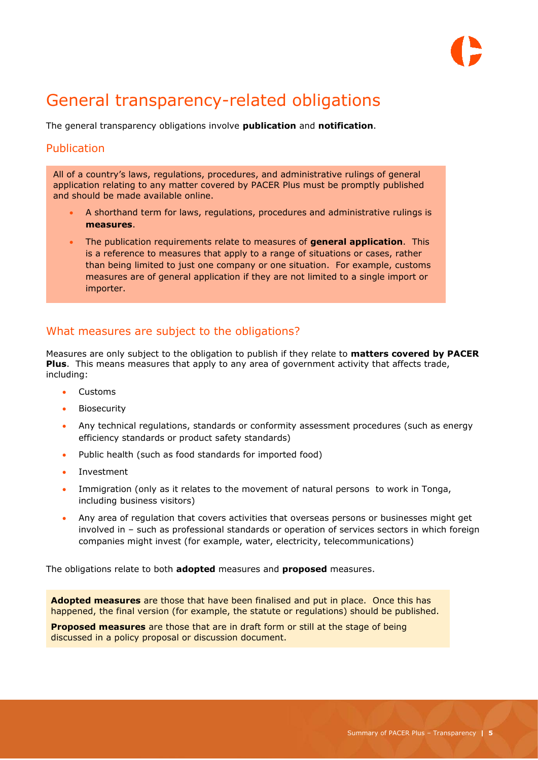# General transparency-related obligations

The general transparency obligations involve **publication** and **notification**.

## Publication

All of a country's laws, regulations, procedures, and administrative rulings of general application relating to any matter covered by PACER Plus must be promptly published and should be made available online.

- A shorthand term for laws, regulations, procedures and administrative rulings is **measures**.
- The publication requirements relate to measures of **general application**. This is a reference to measures that apply to a range of situations or cases, rather than being limited to just one company or one situation. For example, customs measures are of general application if they are not limited to a single import or importer.

## What measures are subject to the obligations?

Measures are only subject to the obligation to publish if they relate to **matters covered by PACER Plus**. This means measures that apply to any area of government activity that affects trade, including:

- Customs
- Biosecurity
- Any technical regulations, standards or conformity assessment procedures (such as energy efficiency standards or product safety standards)
- Public health (such as food standards for imported food)
- Investment
- Immigration (only as it relates to the movement of natural persons to work in Tonga, including business visitors)
- Any area of regulation that covers activities that overseas persons or businesses might get involved in – such as professional standards or operation of services sectors in which foreign companies might invest (for example, water, electricity, telecommunications)

The obligations relate to both **adopted** measures and **proposed** measures.

**Adopted measures** are those that have been finalised and put in place. Once this has happened, the final version (for example, the statute or regulations) should be published.

**Proposed measures** are those that are in draft form or still at the stage of being discussed in a policy proposal or discussion document.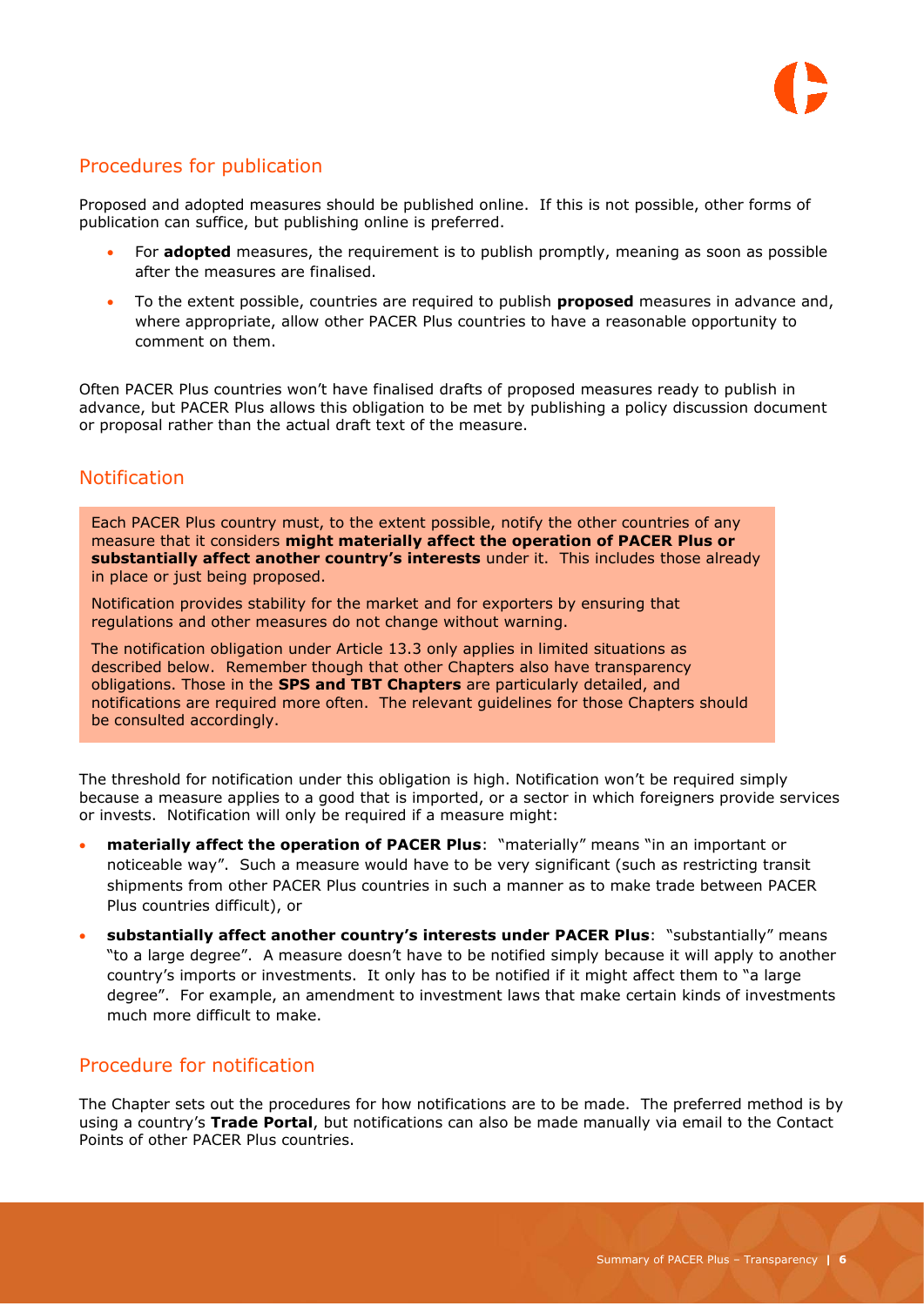## Procedures for publication

Proposed and adopted measures should be published online. If this is not possible, other forms of publication can suffice, but publishing online is preferred.

- For **adopted** measures, the requirement is to publish promptly, meaning as soon as possible after the measures are finalised.
- To the extent possible, countries are required to publish **proposed** measures in advance and, where appropriate, allow other PACER Plus countries to have a reasonable opportunity to comment on them.

Often PACER Plus countries won't have finalised drafts of proposed measures ready to publish in advance, but PACER Plus allows this obligation to be met by publishing a policy discussion document or proposal rather than the actual draft text of the measure.

## Notification

Each PACER Plus country must, to the extent possible, notify the other countries of any measure that it considers **might materially affect the operation of PACER Plus or substantially affect another country's interests** under it. This includes those already in place or just being proposed.

Notification provides stability for the market and for exporters by ensuring that regulations and other measures do not change without warning.

The notification obligation under Article 13.3 only applies in limited situations as described below. Remember though that other Chapters also have transparency obligations. Those in the **SPS and TBT Chapters** are particularly detailed, and notifications are required more often. The relevant guidelines for those Chapters should be consulted accordingly.

The threshold for notification under this obligation is high. Notification won't be required simply because a measure applies to a good that is imported, or a sector in which foreigners provide services or invests. Notification will only be required if a measure might:

- **materially affect the operation of PACER Plus**: "materially" means "in an important or noticeable way". Such a measure would have to be very significant (such as restricting transit shipments from other PACER Plus countries in such a manner as to make trade between PACER Plus countries difficult), or
- **substantially affect another country's interests under PACER Plus**: "substantially" means "to a large degree". A measure doesn't have to be notified simply because it will apply to another country's imports or investments. It only has to be notified if it might affect them to "a large degree". For example, an amendment to investment laws that make certain kinds of investments much more difficult to make.

## Procedure for notification

The Chapter sets out the procedures for how notifications are to be made. The preferred method is by using a country's **Trade Portal**, but notifications can also be made manually via email to the Contact Points of other PACER Plus countries.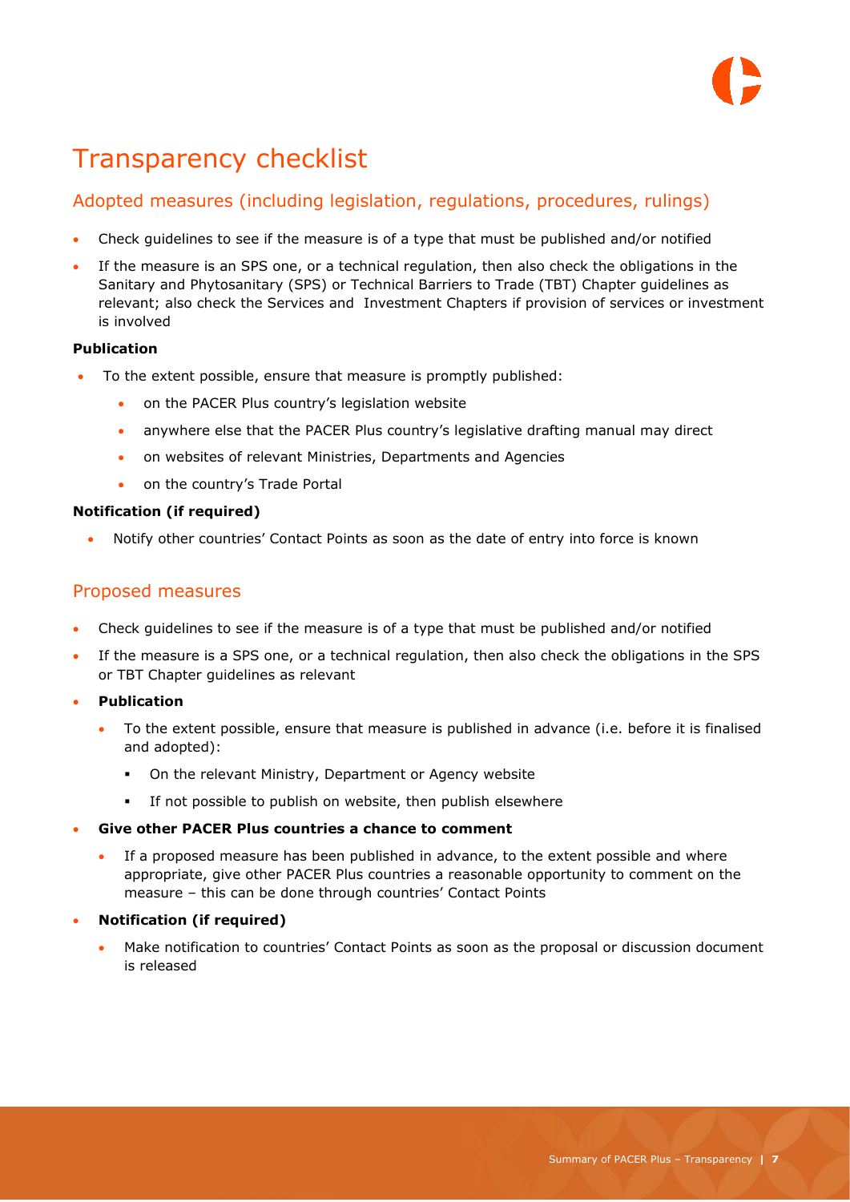# Transparency checklist

## Adopted measures (including legislation, regulations, procedures, rulings)

- Check guidelines to see if the measure is of a type that must be published and/or notified
- If the measure is an SPS one, or a technical regulation, then also check the obligations in the Sanitary and Phytosanitary (SPS) or Technical Barriers to Trade (TBT) Chapter guidelines as relevant; also check the Services and Investment Chapters if provision of services or investment is involved

**Publication**

- To the extent possible, ensure that measure is promptly published:
  - on the PACER Plus country's legislation website
  - anywhere else that the PACER Plus country's legislative drafting manual may direct
  - on websites of relevant Ministries, Departments and Agencies
  - on the country's Trade Portal

**Notification (if required)**

- Notify other countries' Contact Points as soon as the date of entry into force is known

## Proposed measures

- Check guidelines to see if the measure is of a type that must be published and/or notified
- If the measure is a SPS one, or a technical regulation, then also check the obligations in the SPS or TBT Chapter guidelines as relevant
- **Publication**
  - To the extent possible, ensure that measure is published in advance (i.e. before it is finalised and adopted):
    - On the relevant Ministry, Department or Agency website
    - If not possible to publish on website, then publish elsewhere
- **Give other PACER Plus countries a chance to comment**
  - If a proposed measure has been published in advance, to the extent possible and where appropriate, give other PACER Plus countries a reasonable opportunity to comment on the measure – this can be done through countries' Contact Points
- **Notification (if required)**
  - Make notification to countries' Contact Points as soon as the proposal or discussion document is released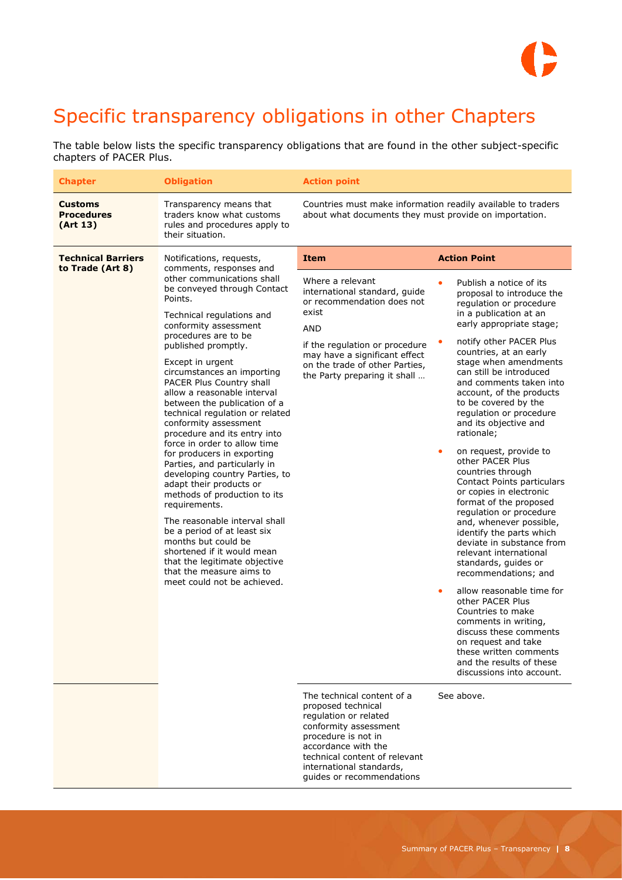# Specific transparency obligations in other Chapters

The table below lists the specific transparency obligations that are found in the other subject-specific chapters of PACER Plus.

| Chapter | Obligation | Action point | |
|---|---|---|---|
| **Customs Procedures (Art 13)** | Transparency means that traders know what customs rules and procedures apply to their situation. | Countries must make information readily available to traders about what documents they must provide on importation. | |
| **Technical Barriers to Trade (Art 8)** | Notifications, requests, comments, responses and other communications shall be conveyed through Contact Points.<br><br>Technical regulations and conformity assessment procedures are to be published promptly.<br><br>Except in urgent circumstances an importing PACER Plus Country shall allow a reasonable interval between the publication of a technical regulation or related conformity assessment procedure and its entry into force in order to allow time for producers in exporting Parties, and particularly in developing country Parties, to adapt their products or methods of production to its requirements.<br><br>The reasonable interval shall be a period of at least six months but could be shortened if it would mean that the legitimate objective that the measure aims to meet could not be achieved. | **Item** | **Action Point** |
| | | Where a relevant international standard, guide or recommendation does not exist<br><br>AND<br><br>if the regulation or procedure may have a significant effect on the trade of other Parties, the Party preparing it shall … | • Publish a notice of its proposal to introduce the regulation or procedure in a publication at an early appropriate stage;<br><br>• notify other PACER Plus countries, at an early stage when amendments can still be introduced and comments taken into account, of the products to be covered by the regulation or procedure and its objective and rationale;<br><br>• on request, provide to other PACER Plus countries through Contact Points particulars or copies in electronic format of the proposed regulation or procedure and, whenever possible, identify the parts which deviate in substance from relevant international standards, guides or recommendations; and<br><br>• allow reasonable time for other PACER Plus Countries to make comments in writing, discuss these comments on request and take these written comments and the results of these discussions into account. |
| | | The technical content of a proposed technical regulation or related conformity assessment procedure is not in accordance with the technical content of relevant international standards, guides or recommendations | See above. |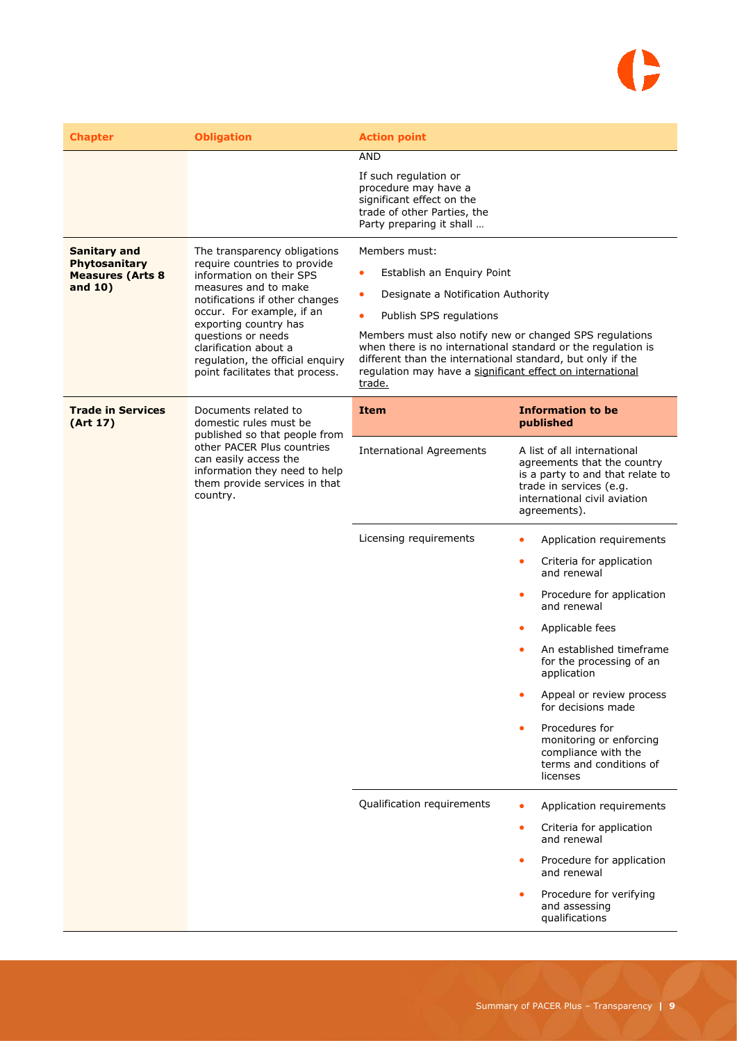| Chapter | Obligation | Action point | |
|---|---|---|---|
| | | AND<br><br>If such regulation or procedure may have a significant effect on the trade of other Parties, the Party preparing it shall … | |
| **Sanitary and Phytosanitary Measures (Arts 8 and 10)** | The transparency obligations require countries to provide information on their SPS measures and to make notifications if other changes occur. For example, if an exporting country has questions or needs clarification about a regulation, the official enquiry point facilitates that process. | Members must:<br>• Establish an Enquiry Point<br>• Designate a Notification Authority<br>• Publish SPS regulations<br><br>Members must also notify new or changed SPS regulations when there is no international standard or the regulation is different than the international standard, but only if the regulation may have a significant effect on international trade. | |
| **Trade in Services (Art 17)** | Documents related to domestic rules must be published so that people from other PACER Plus countries can easily access the information they need to help them provide services in that country. | **Item** | **Information to be published** |
| | | International Agreements | A list of all international agreements that the country is a party to and that relate to trade in services (e.g. international civil aviation agreements). |
| | | Licensing requirements | • Application requirements<br>• Criteria for application and renewal<br>• Procedure for application and renewal<br>• Applicable fees<br>• An established timeframe for the processing of an application<br>• Appeal or review process for decisions made<br>• Procedures for monitoring or enforcing compliance with the terms and conditions of licenses |
| | | Qualification requirements | • Application requirements<br>• Criteria for application and renewal<br>• Procedure for application and renewal<br>• Procedure for verifying and assessing qualifications |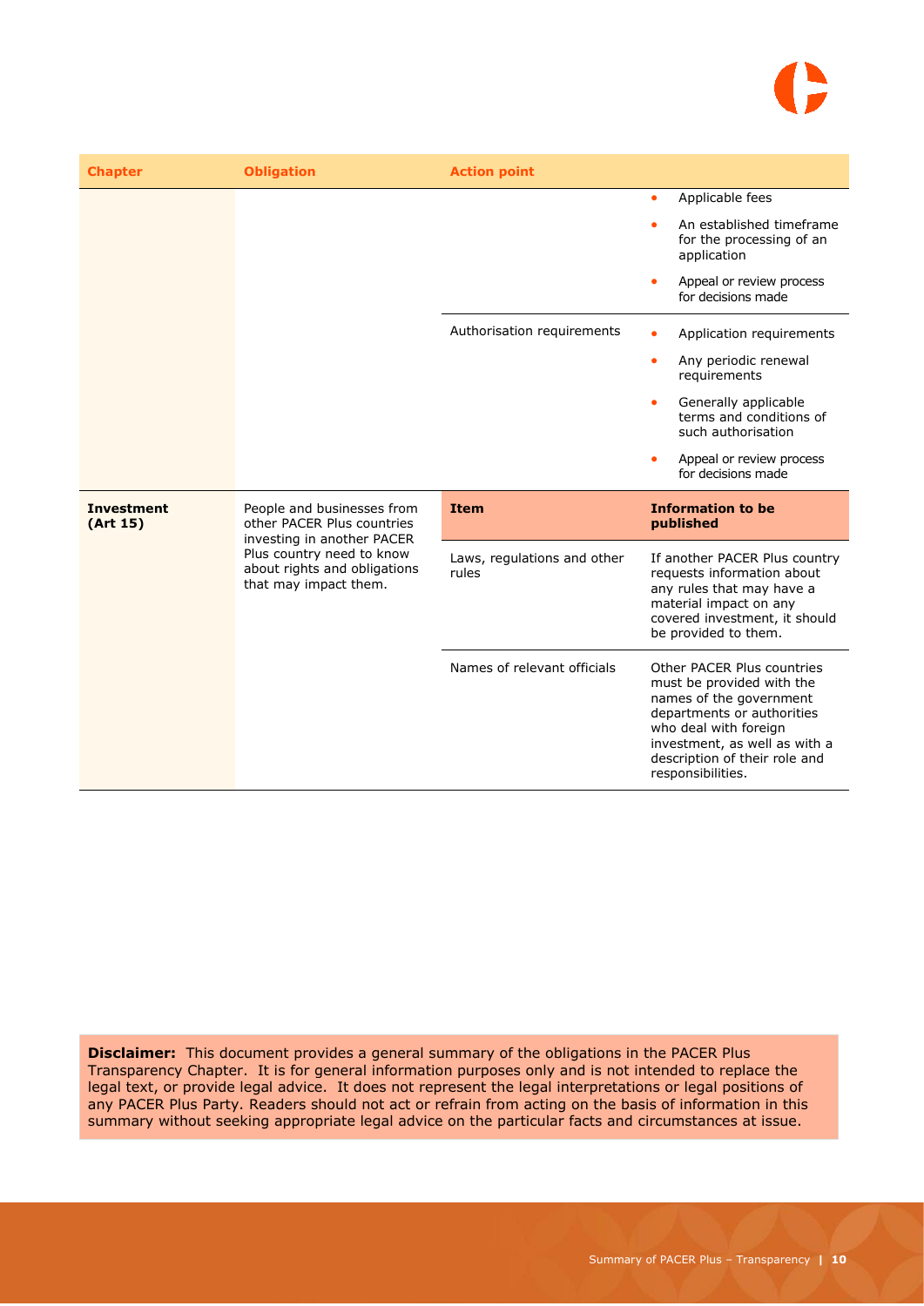| Chapter | Obligation | Action point | |
|---|---|---|---|
| | | | • Applicable fees<br>• An established timeframe for the processing of an application<br>• Appeal or review process for decisions made |
| | | Authorisation requirements | • Application requirements<br>• Any periodic renewal requirements<br>• Generally applicable terms and conditions of such authorisation<br>• Appeal or review process for decisions made |
| **Investment (Art 15)** | People and businesses from other PACER Plus countries investing in another PACER Plus country need to know about rights and obligations that may impact them. | **Item** | **Information to be published** |
| | | Laws, regulations and other rules | If another PACER Plus country requests information about any rules that may have a material impact on any covered investment, it should be provided to them. |
| | | Names of relevant officials | Other PACER Plus countries must be provided with the names of the government departments or authorities who deal with foreign investment, as well as with a description of their role and responsibilities. |

**Disclaimer:** This document provides a general summary of the obligations in the PACER Plus Transparency Chapter. It is for general information purposes only and is not intended to replace the legal text, or provide legal advice. It does not represent the legal interpretations or legal positions of any PACER Plus Party. Readers should not act or refrain from acting on the basis of information in this summary without seeking appropriate legal advice on the particular facts and circumstances at issue.